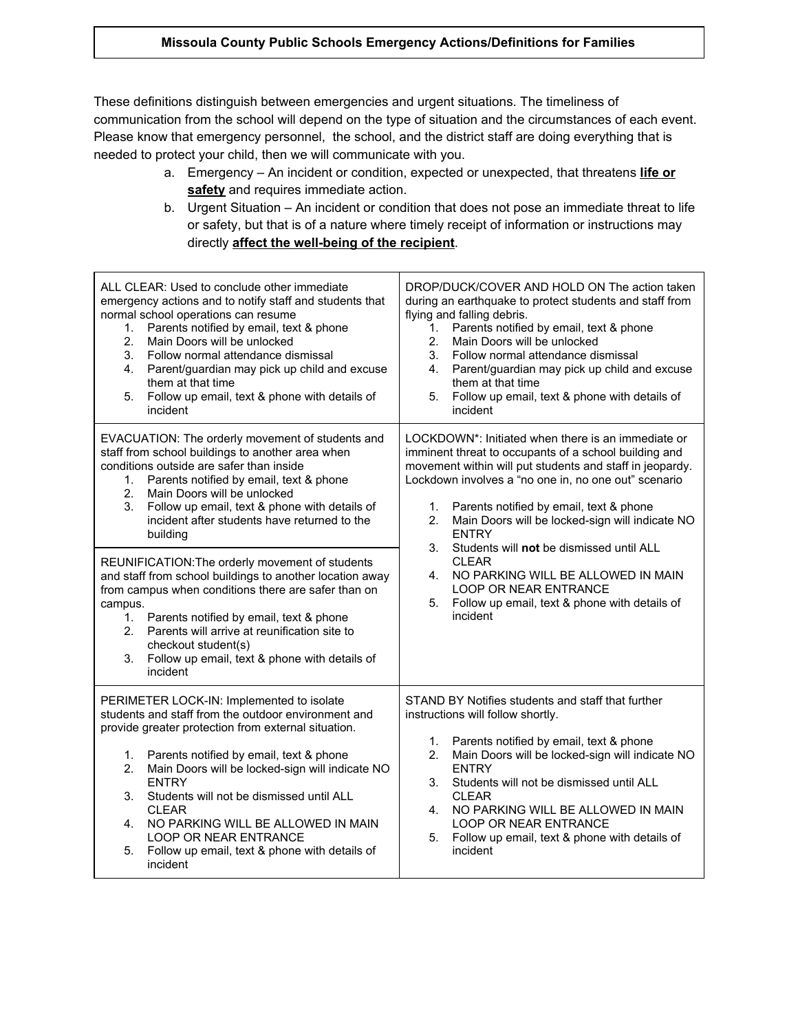# Missoula County Public Schools Emergency Actions/Definitions for Families

These definitions distinguish between emergencies and urgent situations. The timeliness of communication from the school will depend on the type of situation and the circumstances of each event. Please know that emergency personnel, the school, and the district staff are doing everything that is needed to protect your child, then we will communicate with you.

a. Emergency – An incident or condition, expected or unexpected, that threatens **life or safety** and requires immediate action.
b. Urgent Situation – An incident or condition that does not pose an immediate threat to life or safety, but that is of a nature where timely receipt of information or instructions may directly **affect the well-being of the recipient**.

---

ALL CLEAR: Used to conclude other immediate emergency actions and to notify staff and students that normal school operations can resume

1. Parents notified by email, text & phone
2. Main Doors will be unlocked
3. Follow normal attendance dismissal
4. Parent/guardian may pick up child and excuse them at that time
5. Follow up email, text & phone with details of incident

DROP/DUCK/COVER AND HOLD ON The action taken during an earthquake to protect students and staff from flying and falling debris.

1. Parents notified by email, text & phone
2. Main Doors will be unlocked
3. Follow normal attendance dismissal
4. Parent/guardian may pick up child and excuse them at that time
5. Follow up email, text & phone with details of incident

EVACUATION: The orderly movement of students and staff from school buildings to another area when conditions outside are safer than inside

1. Parents notified by email, text & phone
2. Main Doors will be unlocked
3. Follow up email, text & phone with details of incident after students have returned to the building

REUNIFICATION:The orderly movement of students and staff from school buildings to another location away from campus when conditions there are safer than on campus.

1. Parents notified by email, text & phone
2. Parents will arrive at reunification site to checkout student(s)
3. Follow up email, text & phone with details of incident

LOCKDOWN*: Initiated when there is an immediate or imminent threat to occupants of a school building and movement within will put students and staff in jeopardy. Lockdown involves a "no one in, no one out" scenario

1. Parents notified by email, text & phone
2. Main Doors will be locked-sign will indicate NO ENTRY
3. Students will **not** be dismissed until ALL CLEAR
4. NO PARKING WILL BE ALLOWED IN MAIN LOOP OR NEAR ENTRANCE
5. Follow up email, text & phone with details of incident

PERIMETER LOCK-IN: Implemented to isolate students and staff from the outdoor environment and provide greater protection from external situation.

1. Parents notified by email, text & phone
2. Main Doors will be locked-sign will indicate NO ENTRY
3. Students will not be dismissed until ALL CLEAR
4. NO PARKING WILL BE ALLOWED IN MAIN LOOP OR NEAR ENTRANCE
5. Follow up email, text & phone with details of incident

STAND BY Notifies students and staff that further instructions will follow shortly.

1. Parents notified by email, text & phone
2. Main Doors will be locked-sign will indicate NO ENTRY
3. Students will not be dismissed until ALL CLEAR
4. NO PARKING WILL BE ALLOWED IN MAIN LOOP OR NEAR ENTRANCE
5. Follow up email, text & phone with details of incident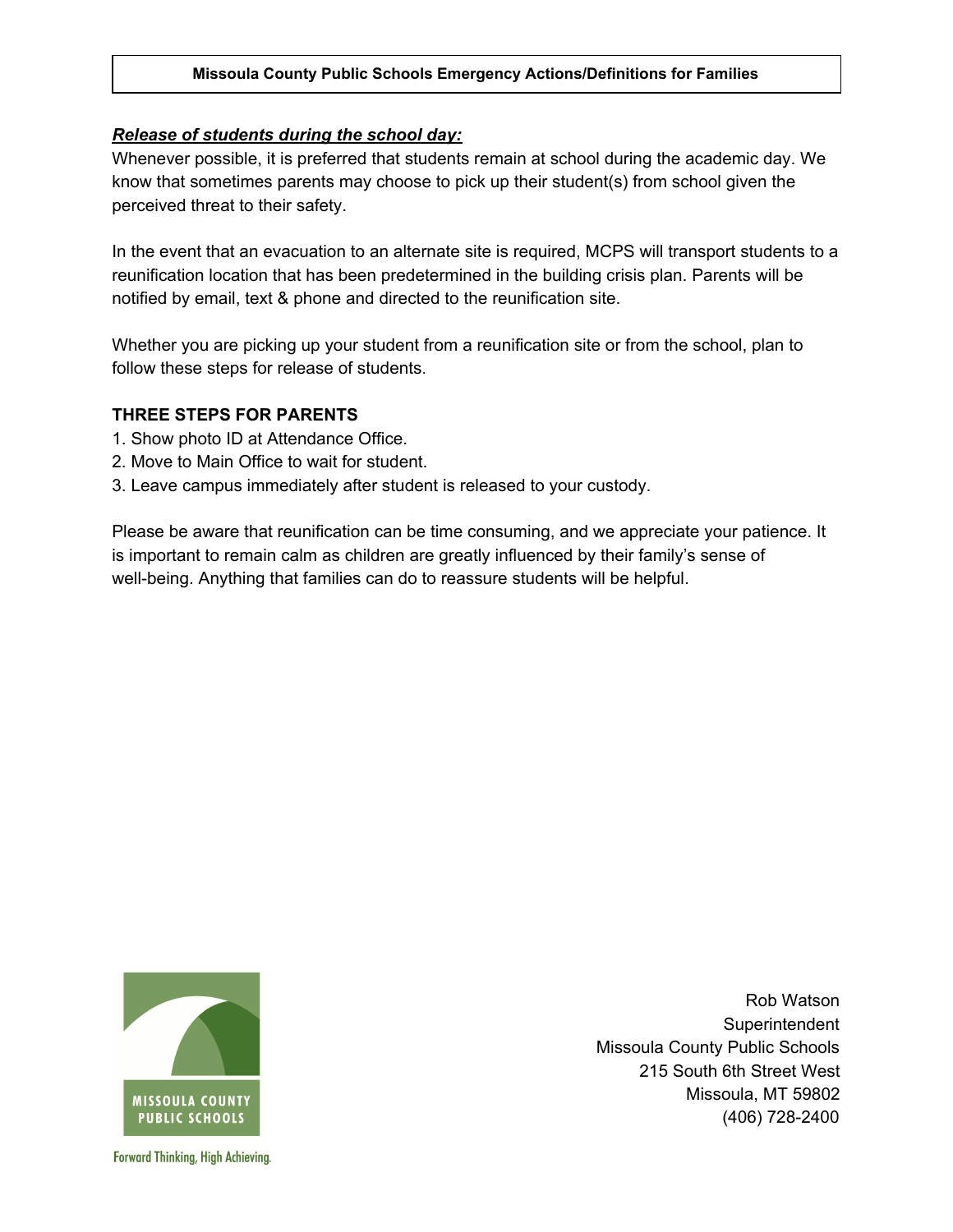**Missoula County Public Schools Emergency Actions/Definitions for Families**

***Release of students during the school day:***

Whenever possible, it is preferred that students remain at school during the academic day. We know that sometimes parents may choose to pick up their student(s) from school given the perceived threat to their safety.

In the event that an evacuation to an alternate site is required, MCPS will transport students to a reunification location that has been predetermined in the building crisis plan. Parents will be notified by email, text & phone and directed to the reunification site.

Whether you are picking up your student from a reunification site or from the school, plan to follow these steps for release of students.

**THREE STEPS FOR PARENTS**

1. Show photo ID at Attendance Office.
2. Move to Main Office to wait for student.
3. Leave campus immediately after student is released to your custody.

Please be aware that reunification can be time consuming, and we appreciate your patience. It is important to remain calm as children are greatly influenced by their family's sense of well-being. Anything that families can do to reassure students will be helpful.

MISSOULA COUNTY PUBLIC SCHOOLS

Forward Thinking, High Achieving.

Rob Watson
Superintendent
Missoula County Public Schools
215 South 6th Street West
Missoula, MT 59802
(406) 728-2400